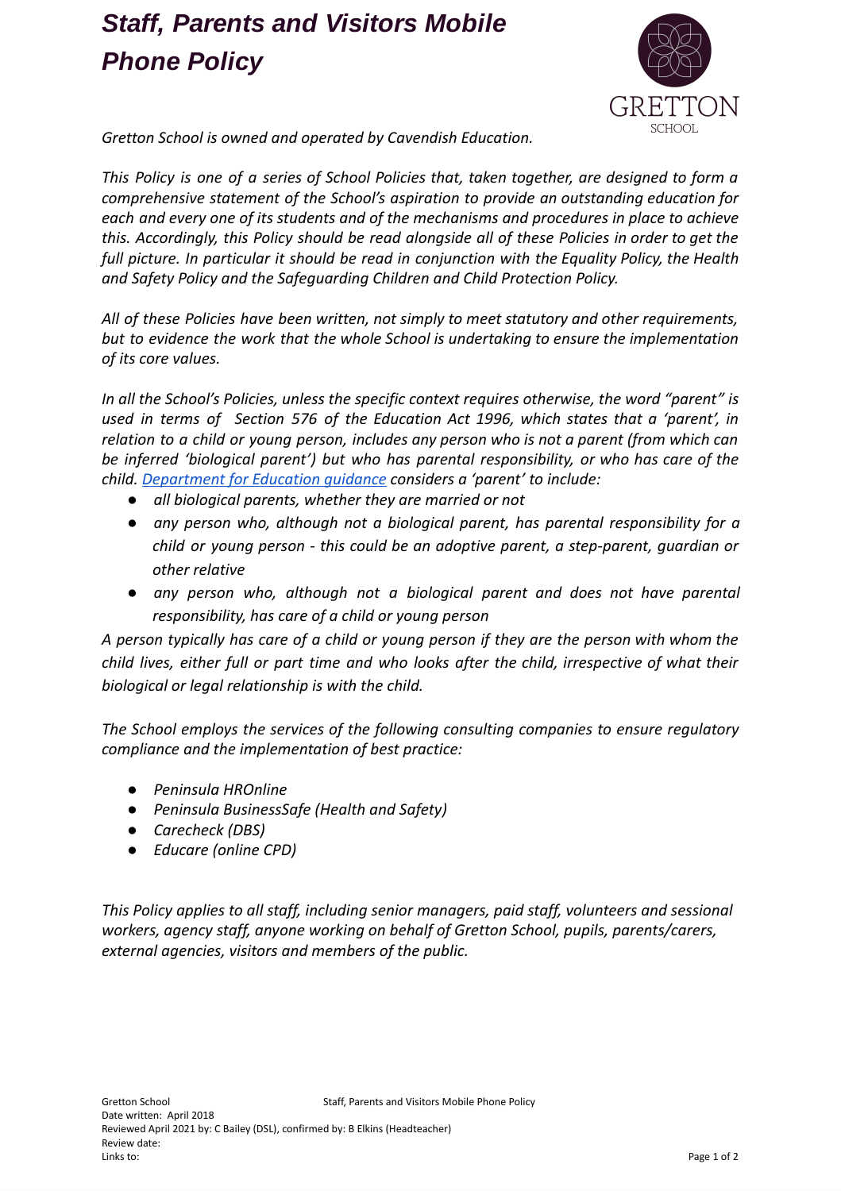# ***Staff, Parents and Visitors Mobile Phone Policy***

*Gretton School is owned and operated by Cavendish Education.*

*This Policy is one of a series of School Policies that, taken together, are designed to form a comprehensive statement of the School's aspiration to provide an outstanding education for each and every one of its students and of the mechanisms and procedures in place to achieve this. Accordingly, this Policy should be read alongside all of these Policies in order to get the full picture. In particular it should be read in conjunction with the Equality Policy, the Health and Safety Policy and the Safeguarding Children and Child Protection Policy.*

*All of these Policies have been written, not simply to meet statutory and other requirements, but to evidence the work that the whole School is undertaking to ensure the implementation of its core values.*

*In all the School's Policies, unless the specific context requires otherwise, the word "parent" is used in terms of Section 576 of the Education Act 1996, which states that a 'parent', in relation to a child or young person, includes any person who is not a parent (from which can be inferred 'biological parent') but who has parental responsibility, or who has care of the child. [Department for Education guidance](#) considers a 'parent' to include:*

- *all biological parents, whether they are married or not*
- *any person who, although not a biological parent, has parental responsibility for a child or young person - this could be an adoptive parent, a step-parent, guardian or other relative*
- *any person who, although not a biological parent and does not have parental responsibility, has care of a child or young person*

*A person typically has care of a child or young person if they are the person with whom the child lives, either full or part time and who looks after the child, irrespective of what their biological or legal relationship is with the child.*

*The School employs the services of the following consulting companies to ensure regulatory compliance and the implementation of best practice:*

- *Peninsula HROnline*
- *Peninsula BusinessSafe (Health and Safety)*
- *Carecheck (DBS)*
- *Educare (online CPD)*

*This Policy applies to all staff, including senior managers, paid staff, volunteers and sessional workers, agency staff, anyone working on behalf of Gretton School, pupils, parents/carers, external agencies, visitors and members of the public.*

Date written: April 2018
Reviewed April 2021 by: C Bailey (DSL), confirmed by: B Elkins (Headteacher)
Review date:
Links to: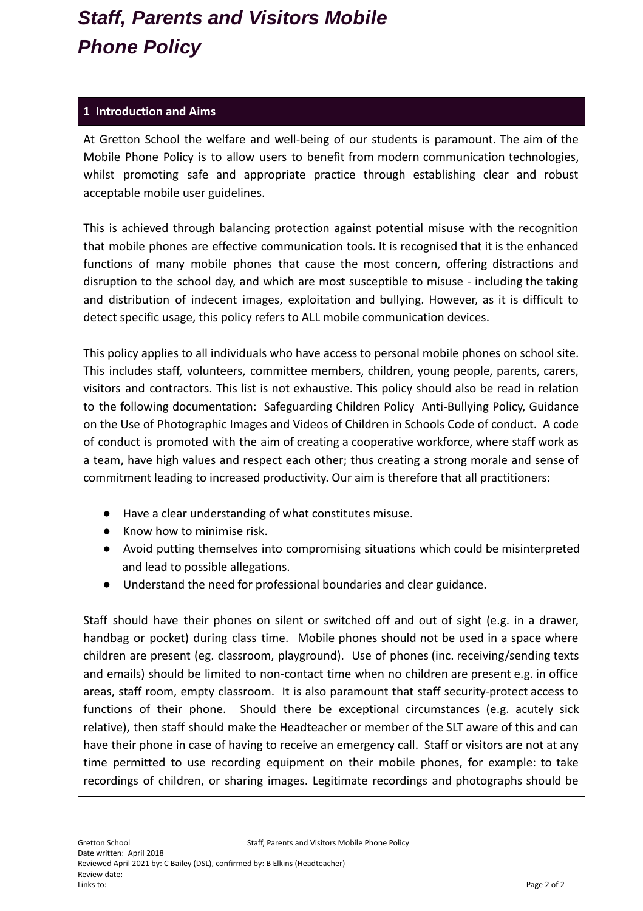# *Staff, Parents and Visitors Mobile Phone Policy*

## 1 Introduction and Aims

At Gretton School the welfare and well-being of our students is paramount. The aim of the Mobile Phone Policy is to allow users to benefit from modern communication technologies, whilst promoting safe and appropriate practice through establishing clear and robust acceptable mobile user guidelines.

This is achieved through balancing protection against potential misuse with the recognition that mobile phones are effective communication tools. It is recognised that it is the enhanced functions of many mobile phones that cause the most concern, offering distractions and disruption to the school day, and which are most susceptible to misuse - including the taking and distribution of indecent images, exploitation and bullying. However, as it is difficult to detect specific usage, this policy refers to ALL mobile communication devices.

This policy applies to all individuals who have access to personal mobile phones on school site. This includes staff, volunteers, committee members, children, young people, parents, carers, visitors and contractors. This list is not exhaustive. This policy should also be read in relation to the following documentation: Safeguarding Children Policy Anti-Bullying Policy, Guidance on the Use of Photographic Images and Videos of Children in Schools Code of conduct. A code of conduct is promoted with the aim of creating a cooperative workforce, where staff work as a team, have high values and respect each other; thus creating a strong morale and sense of commitment leading to increased productivity. Our aim is therefore that all practitioners:

- Have a clear understanding of what constitutes misuse.
- Know how to minimise risk.
- Avoid putting themselves into compromising situations which could be misinterpreted and lead to possible allegations.
- Understand the need for professional boundaries and clear guidance.

Staff should have their phones on silent or switched off and out of sight (e.g. in a drawer, handbag or pocket) during class time. Mobile phones should not be used in a space where children are present (eg. classroom, playground). Use of phones (inc. receiving/sending texts and emails) should be limited to non-contact time when no children are present e.g. in office areas, staff room, empty classroom. It is also paramount that staff security-protect access to functions of their phone. Should there be exceptional circumstances (e.g. acutely sick relative), then staff should make the Headteacher or member of the SLT aware of this and can have their phone in case of having to receive an emergency call. Staff or visitors are not at any time permitted to use recording equipment on their mobile phones, for example: to take recordings of children, or sharing images. Legitimate recordings and photographs should be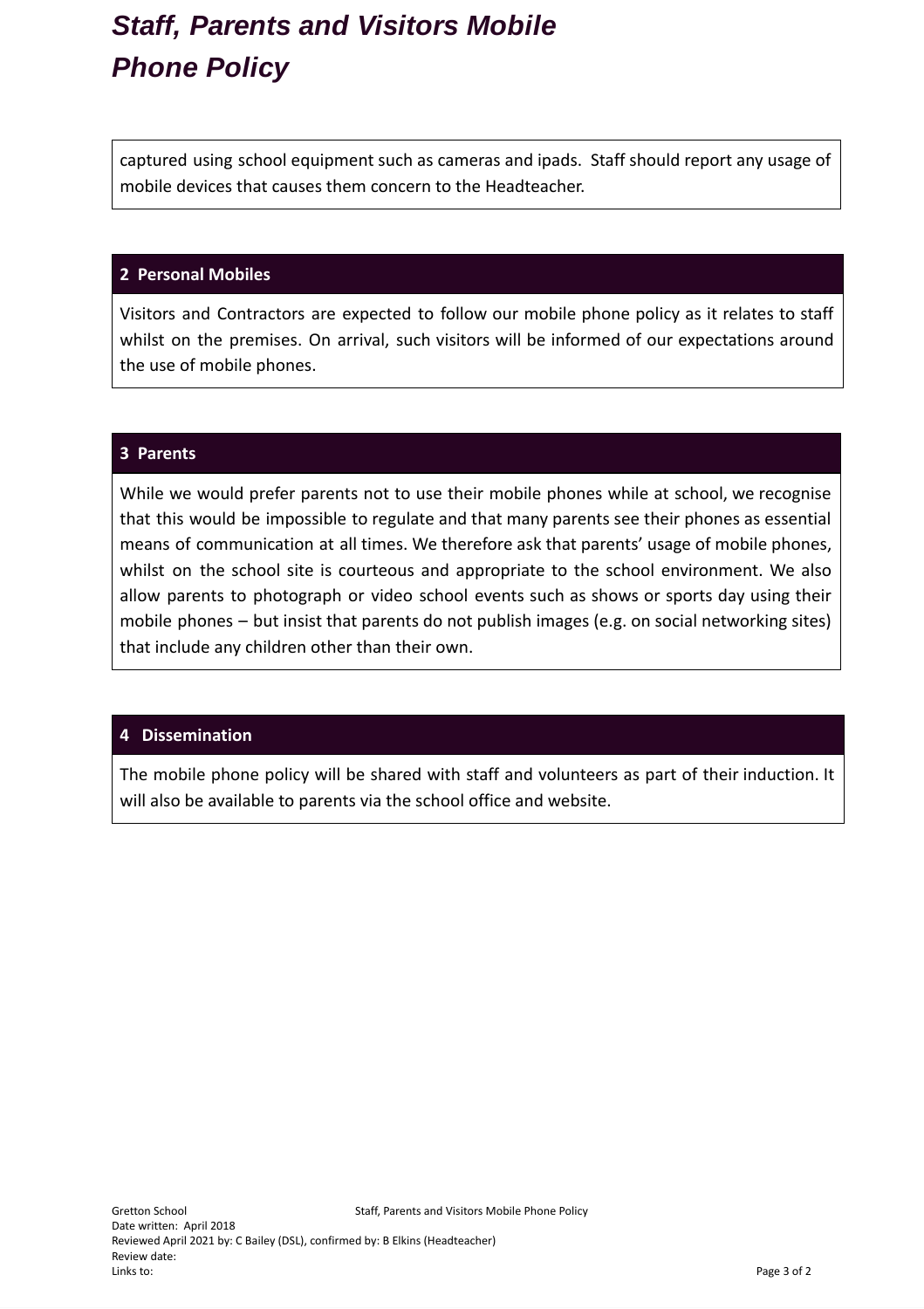captured using school equipment such as cameras and ipads. Staff should report any usage of mobile devices that causes them concern to the Headteacher.

## 2 Personal Mobiles

Visitors and Contractors are expected to follow our mobile phone policy as it relates to staff whilst on the premises. On arrival, such visitors will be informed of our expectations around the use of mobile phones.

## 3 Parents

While we would prefer parents not to use their mobile phones while at school, we recognise that this would be impossible to regulate and that many parents see their phones as essential means of communication at all times. We therefore ask that parents' usage of mobile phones, whilst on the school site is courteous and appropriate to the school environment. We also allow parents to photograph or video school events such as shows or sports day using their mobile phones – but insist that parents do not publish images (e.g. on social networking sites) that include any children other than their own.

## 4 Dissemination

The mobile phone policy will be shared with staff and volunteers as part of their induction. It will also be available to parents via the school office and website.

Gretton School
Date written: April 2018
Reviewed April 2021 by: C Bailey (DSL), confirmed by: B Elkins (Headteacher)
Review date:
Links to: